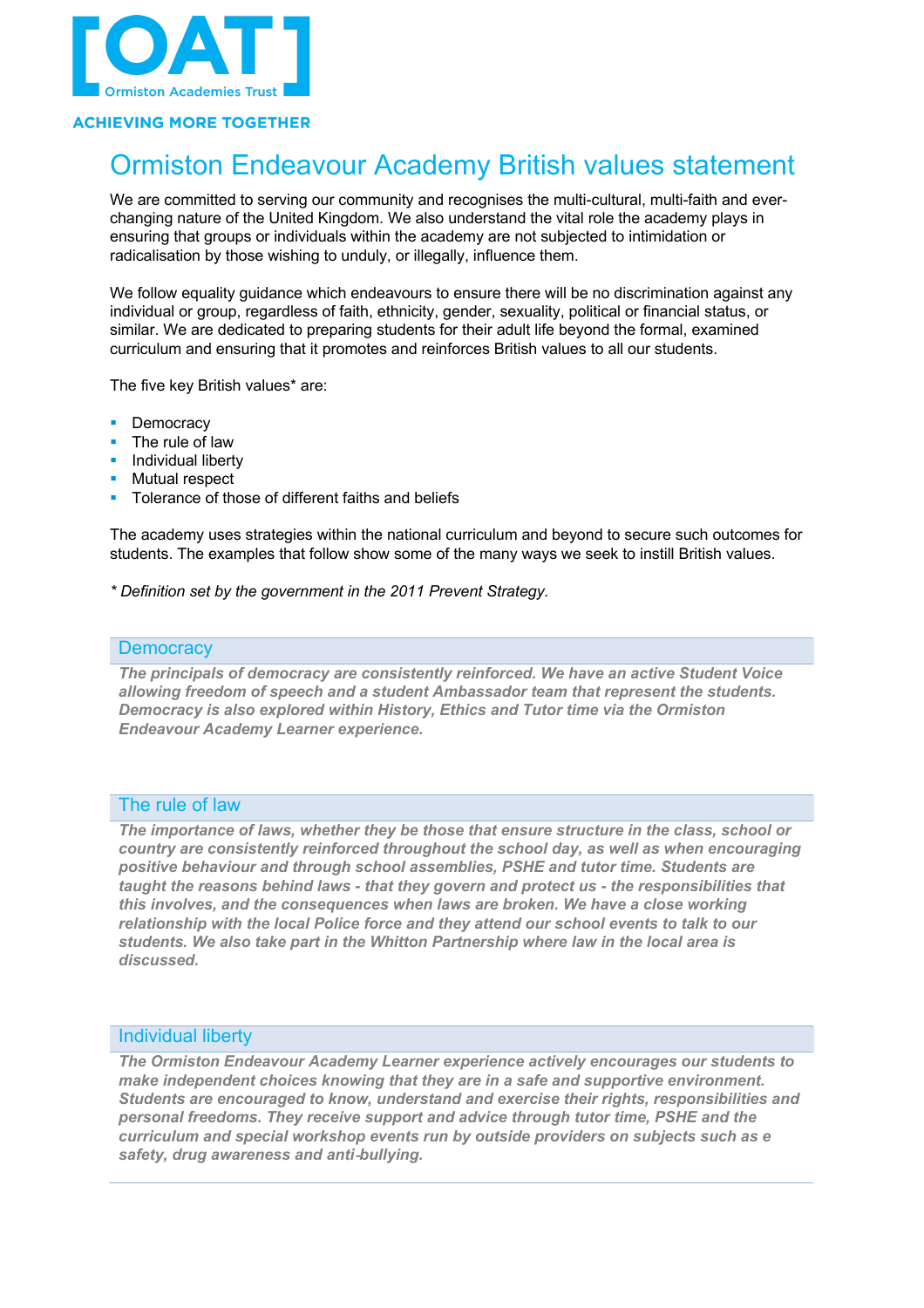[OAT] Ormiston Academies Trust

ACHIEVING MORE TOGETHER

# Ormiston Endeavour Academy British values statement

We are committed to serving our community and recognises the multi-cultural, multi-faith and ever-changing nature of the United Kingdom. We also understand the vital role the academy plays in ensuring that groups or individuals within the academy are not subjected to intimidation or radicalisation by those wishing to unduly, or illegally, influence them.

We follow equality guidance which endeavours to ensure there will be no discrimination against any individual or group, regardless of faith, ethnicity, gender, sexuality, political or financial status, or similar. We are dedicated to preparing students for their adult life beyond the formal, examined curriculum and ensuring that it promotes and reinforces British values to all our students.

The five key British values* are:

- Democracy
- The rule of law
- Individual liberty
- Mutual respect
- Tolerance of those of different faiths and beliefs

The academy uses strategies within the national curriculum and beyond to secure such outcomes for students. The examples that follow show some of the many ways we seek to instill British values.

*\* Definition set by the government in the 2011 Prevent Strategy.*

## Democracy

***The principals of democracy are consistently reinforced. We have an active Student Voice allowing freedom of speech and a student Ambassador team that represent the students. Democracy is also explored within History, Ethics and Tutor time via the Ormiston Endeavour Academy Learner experience.***

## The rule of law

***The importance of laws, whether they be those that ensure structure in the class, school or country are consistently reinforced throughout the school day, as well as when encouraging positive behaviour and through school assemblies, PSHE and tutor time. Students are taught the reasons behind laws - that they govern and protect us - the responsibilities that this involves, and the consequences when laws are broken. We have a close working relationship with the local Police force and they attend our school events to talk to our students. We also take part in the Whitton Partnership where law in the local area is discussed.***

## Individual liberty

***The Ormiston Endeavour Academy Learner experience actively encourages our students to make independent choices knowing that they are in a safe and supportive environment. Students are encouraged to know, understand and exercise their rights, responsibilities and personal freedoms. They receive support and advice through tutor time, PSHE and the curriculum and special workshop events run by outside providers on subjects such as e safety, drug awareness and anti-bullying.***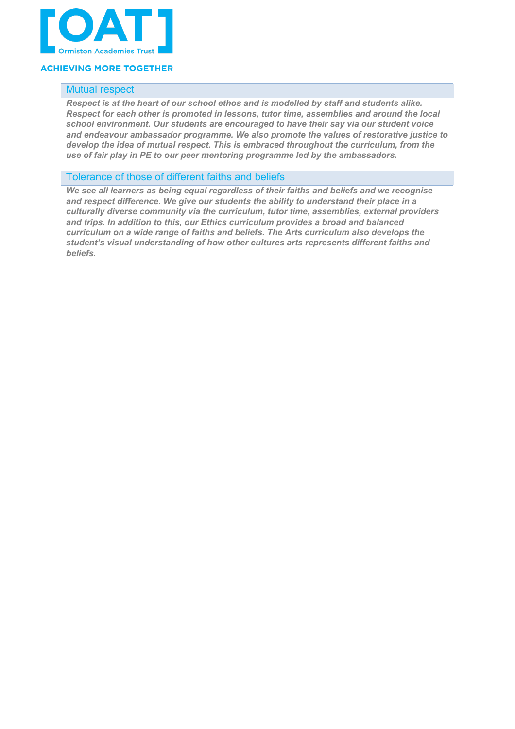## Mutual respect

***Respect is at the heart of our school ethos and is modelled by staff and students alike. Respect for each other is promoted in lessons, tutor time, assemblies and around the local school environment. Our students are encouraged to have their say via our student voice and endeavour ambassador programme. We also promote the values of restorative justice to develop the idea of mutual respect. This is embraced throughout the curriculum, from the use of fair play in PE to our peer mentoring programme led by the ambassadors.***

## Tolerance of those of different faiths and beliefs

***We see all learners as being equal regardless of their faiths and beliefs and we recognise and respect difference. We give our students the ability to understand their place in a culturally diverse community via the curriculum, tutor time, assemblies, external providers and trips. In addition to this, our Ethics curriculum provides a broad and balanced curriculum on a wide range of faiths and beliefs. The Arts curriculum also develops the student's visual understanding of how other cultures arts represents different faiths and beliefs.***